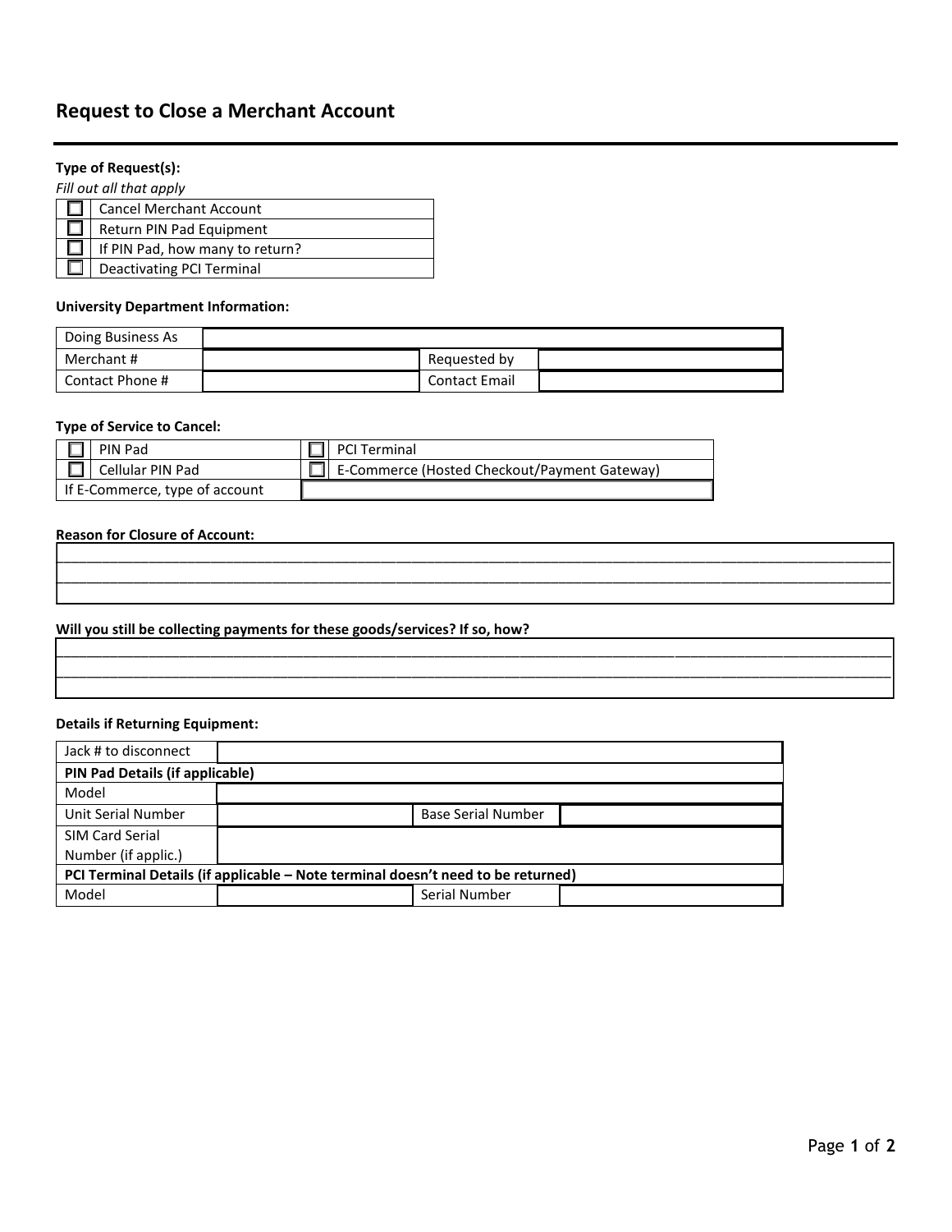# Request to Close a Merchant Account

**Type of Request(s):**

*Fill out all that apply*

| | |
|---|---|
| ☐ | Cancel Merchant Account |
| ☐ | Return PIN Pad Equipment |
| ☐ | If PIN Pad, how many to return? |
| ☐ | Deactivating PCI Terminal |

**University Department Information:**

| | | | |
|---|---|---|---|
| Doing Business As | | | |
| Merchant # | | Requested by | |
| Contact Phone # | | Contact Email | |

**Type of Service to Cancel:**

| | | | |
|---|---|---|---|
| ☐ | PIN Pad | ☐ | PCI Terminal |
| ☐ | Cellular PIN Pad | ☐ | E-Commerce (Hosted Checkout/Payment Gateway) |
| If E-Commerce, type of account | | | |

**Reason for Closure of Account:**

________________________________________________________________________________

________________________________________________________________________________

**Will you still be collecting payments for these goods/services? If so, how?**

________________________________________________________________________________

________________________________________________________________________________

**Details if Returning Equipment:**

| | | | |
|---|---|---|---|
| Jack # to disconnect | | | |
| **PIN Pad Details (if applicable)** | | | |
| Model | | | |
| Unit Serial Number | | Base Serial Number | |
| SIM Card Serial Number (if applic.) | | | |
| **PCI Terminal Details (if applicable – Note terminal doesn't need to be returned)** | | | |
| Model | | Serial Number | |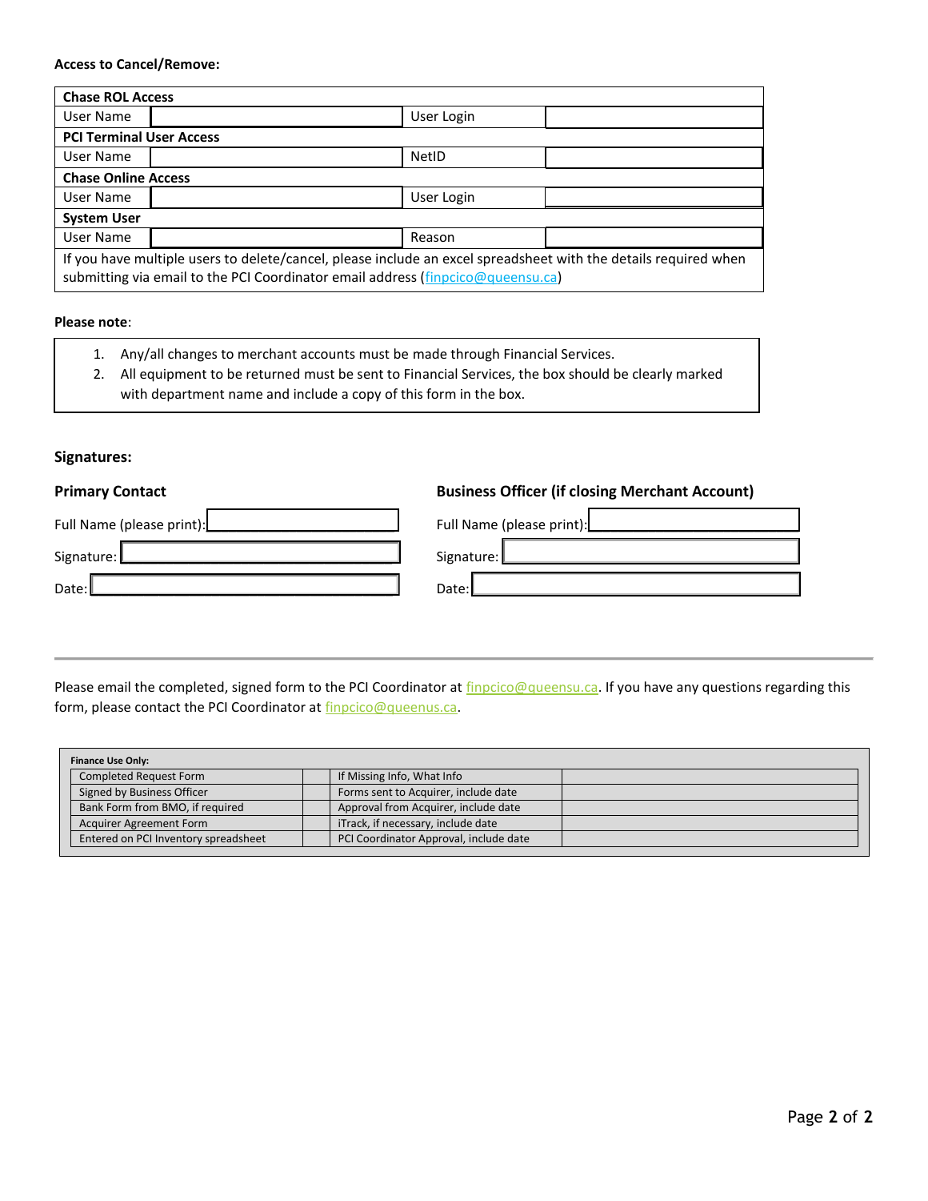**Access to Cancel/Remove:**

| | | | |
|---|---|---|---|
| **Chase ROL Access** | | | |
| User Name | | User Login | |
| **PCI Terminal User Access** | | | |
| User Name | | NetID | |
| **Chase Online Access** | | | |
| User Name | | User Login | |
| **System User** | | | |
| User Name | | Reason | |
| If you have multiple users to delete/cancel, please include an excel spreadsheet with the details required when submitting via email to the PCI Coordinator email address (finpcico@queensu.ca) | | | |

**Please note**:

1. Any/all changes to merchant accounts must be made through Financial Services.
2. All equipment to be returned must be sent to Financial Services, the box should be clearly marked with department name and include a copy of this form in the box.

### Signatures:

**Primary Contact**

Full Name (please print):

Signature:

Date:

**Business Officer (if closing Merchant Account)**

Full Name (please print):

Signature:

Date:

---

Please email the completed, signed form to the PCI Coordinator at finpcico@queensu.ca. If you have any questions regarding this form, please contact the PCI Coordinator at finpcico@queenus.ca.

**Finance Use Only:**

| | | | |
|---|---|---|---|
| Completed Request Form | | If Missing Info, What Info | |
| Signed by Business Officer | | Forms sent to Acquirer, include date | |
| Bank Form from BMO, if required | | Approval from Acquirer, include date | |
| Acquirer Agreement Form | | iTrack, if necessary, include date | |
| Entered on PCI Inventory spreadsheet | | PCI Coordinator Approval, include date | |